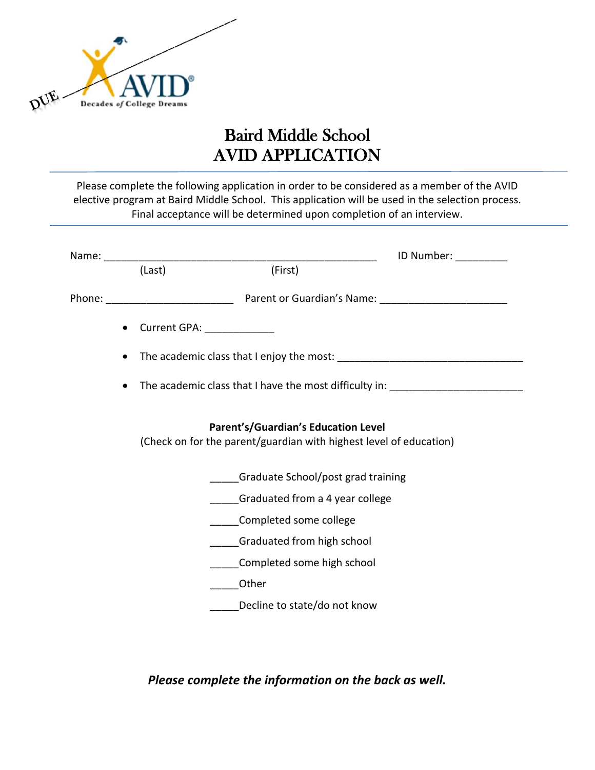DUE

AVID
Decades of College Dreams

# Baird Middle School
# AVID APPLICATION

Please complete the following application in order to be considered as a member of the AVID elective program at Baird Middle School. This application will be used in the selection process. Final acceptance will be determined upon completion of an interview.

Name: ________________________________________________ ID Number: _________
(Last) (First)

Phone: ______________________ Parent or Guardian's Name: ______________________

- Current GPA: ____________
- The academic class that I enjoy the most: ________________________________
- The academic class that I have the most difficulty in: ______________________

**Parent's/Guardian's Education Level**

(Check on for the parent/guardian with highest level of education)

_____Graduate School/post grad training

_____Graduated from a 4 year college

_____Completed some college

_____Graduated from high school

_____Completed some high school

_____Other

_____Decline to state/do not know

***Please complete the information on the back as well.***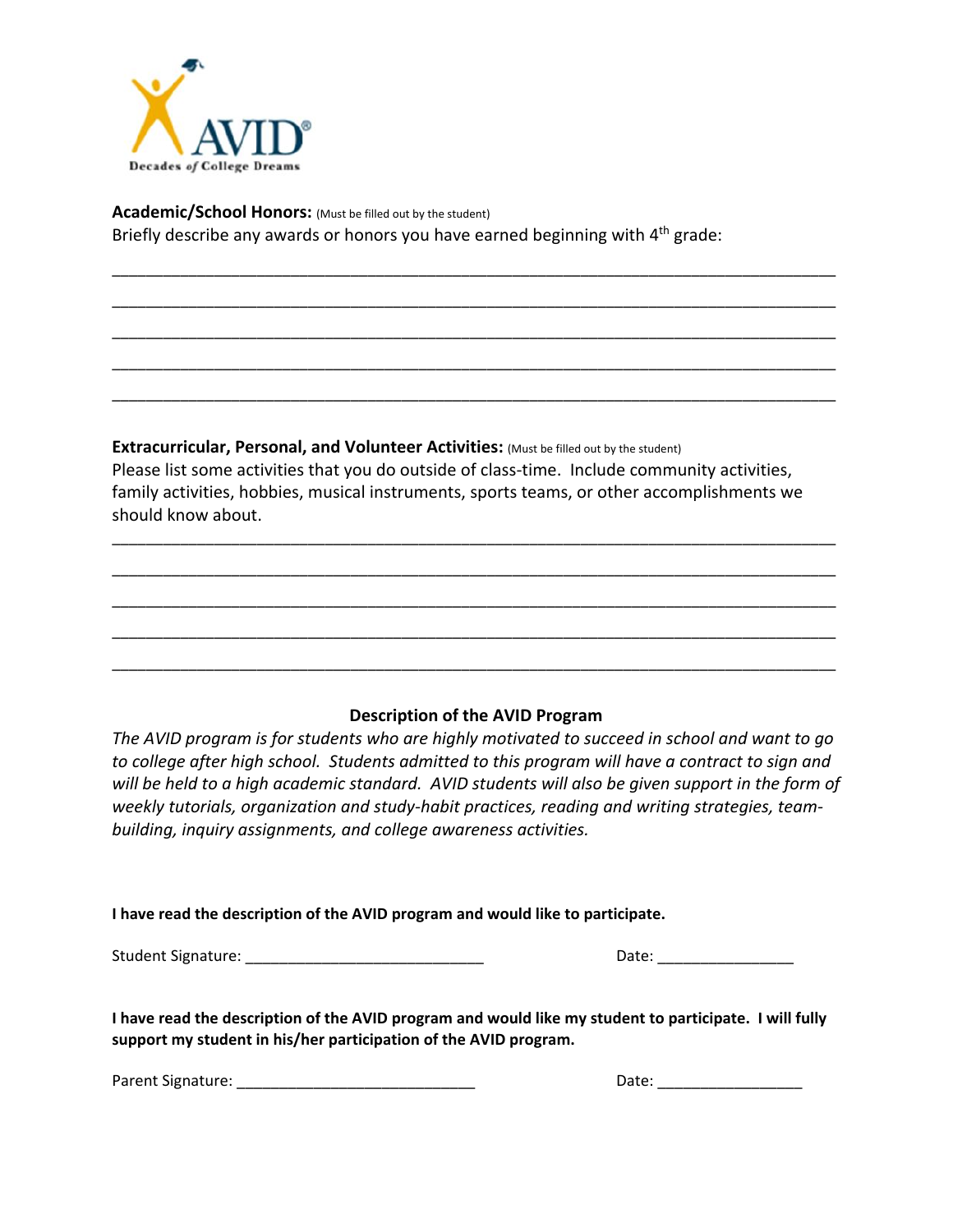**Academic/School Honors:** (Must be filled out by the student)
Briefly describe any awards or honors you have earned beginning with 4th grade:

_______________________________________________________________________________

_______________________________________________________________________________

_______________________________________________________________________________

_______________________________________________________________________________

_______________________________________________________________________________

**Extracurricular, Personal, and Volunteer Activities:** (Must be filled out by the student)
Please list some activities that you do outside of class-time. Include community activities, family activities, hobbies, musical instruments, sports teams, or other accomplishments we should know about.

_______________________________________________________________________________

_______________________________________________________________________________

_______________________________________________________________________________

_______________________________________________________________________________

_______________________________________________________________________________

### Description of the AVID Program

*The AVID program is for students who are highly motivated to succeed in school and want to go to college after high school. Students admitted to this program will have a contract to sign and will be held to a high academic standard. AVID students will also be given support in the form of weekly tutorials, organization and study-habit practices, reading and writing strategies, team-building, inquiry assignments, and college awareness activities.*

**I have read the description of the AVID program and would like to participate.**

Student Signature: ____________________________ Date: ________________

**I have read the description of the AVID program and would like my student to participate. I will fully support my student in his/her participation of the AVID program.**

Parent Signature: ____________________________ Date: _________________